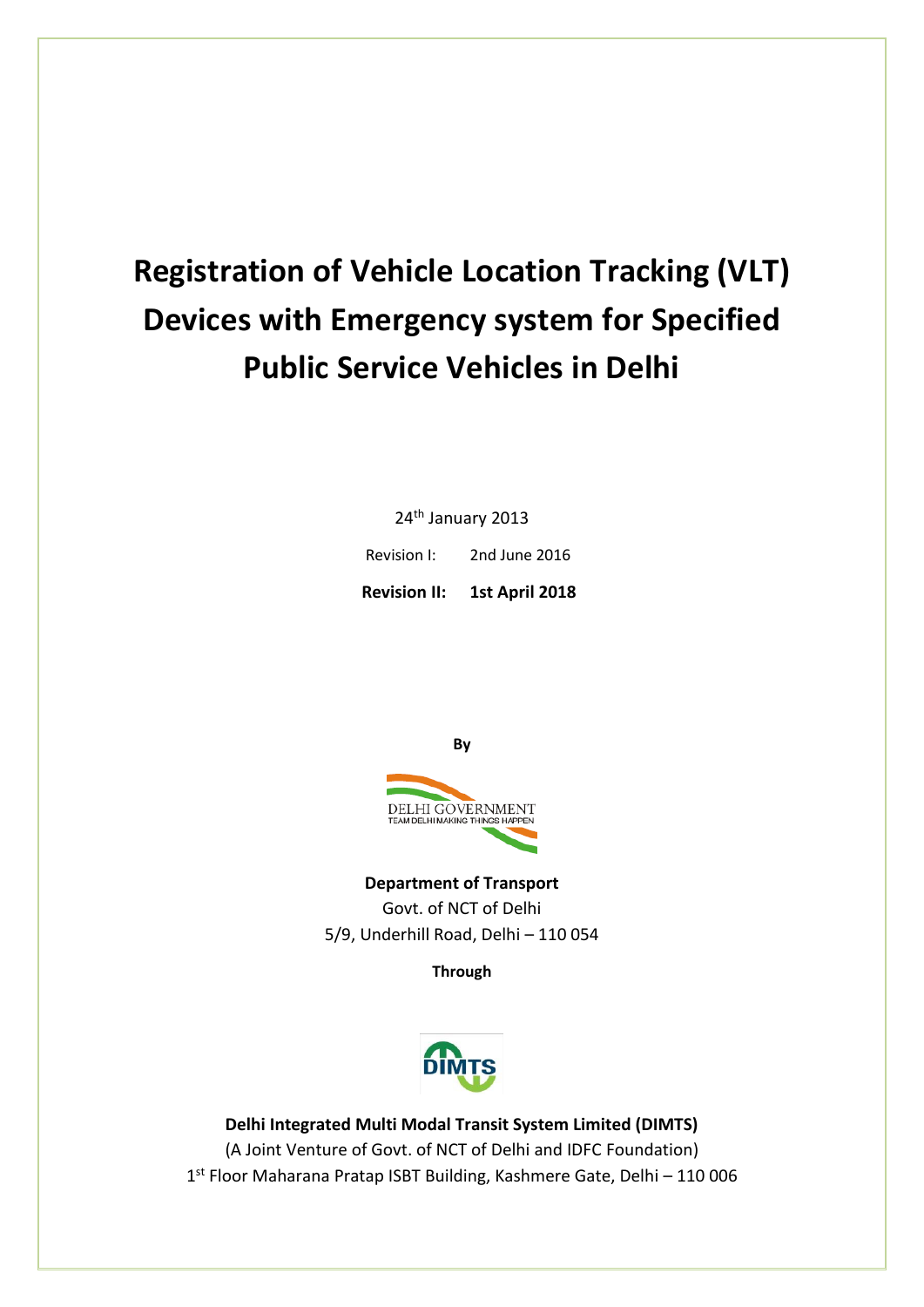# Registration of Vehicle Location Tracking (VLT) Devices with Emergency system for Specified Public Service Vehicles in Delhi

24th January 2013

Revision I: 2nd June 2016

**Revision II: 1st April 2018**

**By**

DELHI GOVERNMENT
TEAM DELHI MAKING THINGS HAPPEN

**Department of Transport**

Govt. of NCT of Delhi

5/9, Underhill Road, Delhi – 110 054

**Through**

DIMTS

**Delhi Integrated Multi Modal Transit System Limited (DIMTS)**

(A Joint Venture of Govt. of NCT of Delhi and IDFC Foundation)

1st Floor Maharana Pratap ISBT Building, Kashmere Gate, Delhi – 110 006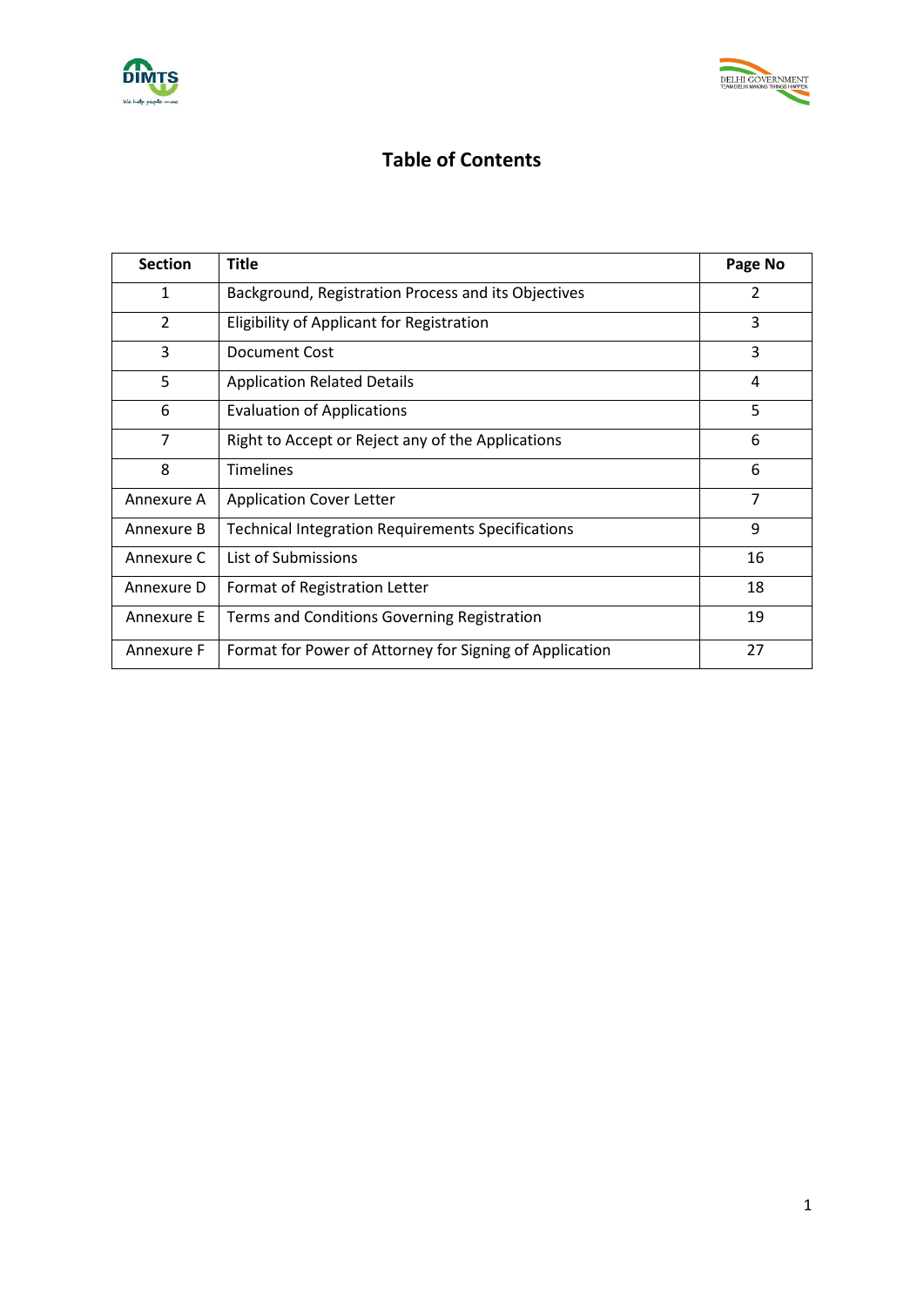# Table of Contents

| Section | Title | Page No |
|---|---|---|
| 1 | Background, Registration Process and its Objectives | 2 |
| 2 | Eligibility of Applicant for Registration | 3 |
| 3 | Document Cost | 3 |
| 5 | Application Related Details | 4 |
| 6 | Evaluation of Applications | 5 |
| 7 | Right to Accept or Reject any of the Applications | 6 |
| 8 | Timelines | 6 |
| Annexure A | Application Cover Letter | 7 |
| Annexure B | Technical Integration Requirements Specifications | 9 |
| Annexure C | List of Submissions | 16 |
| Annexure D | Format of Registration Letter | 18 |
| Annexure E | Terms and Conditions Governing Registration | 19 |
| Annexure F | Format for Power of Attorney for Signing of Application | 27 |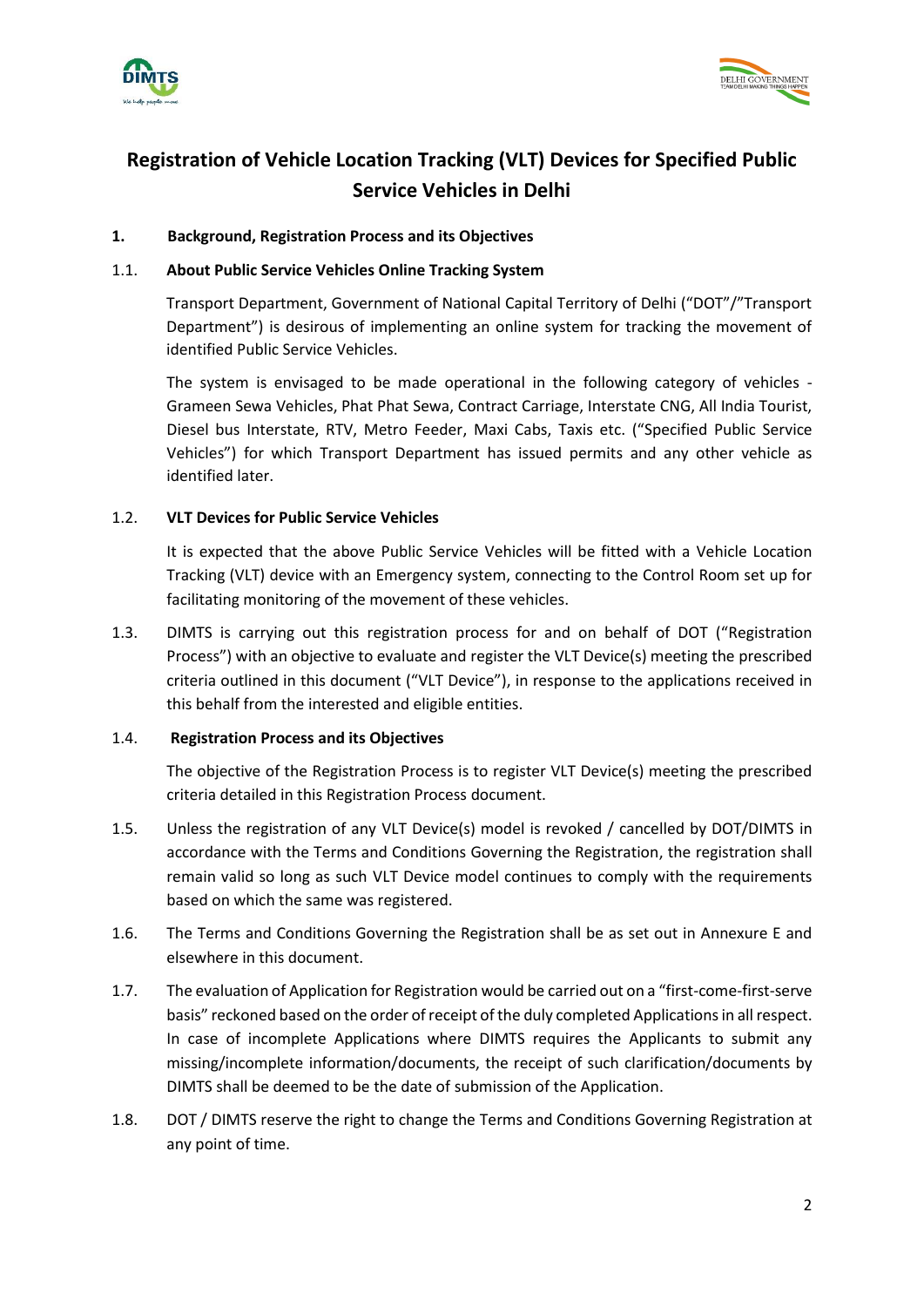# Registration of Vehicle Location Tracking (VLT) Devices for Specified Public Service Vehicles in Delhi

## 1. Background, Registration Process and its Objectives

### 1.1. About Public Service Vehicles Online Tracking System

Transport Department, Government of National Capital Territory of Delhi ("DOT"/"Transport Department") is desirous of implementing an online system for tracking the movement of identified Public Service Vehicles.

The system is envisaged to be made operational in the following category of vehicles - Grameen Sewa Vehicles, Phat Phat Sewa, Contract Carriage, Interstate CNG, All India Tourist, Diesel bus Interstate, RTV, Metro Feeder, Maxi Cabs, Taxis etc. ("Specified Public Service Vehicles") for which Transport Department has issued permits and any other vehicle as identified later.

### 1.2. VLT Devices for Public Service Vehicles

It is expected that the above Public Service Vehicles will be fitted with a Vehicle Location Tracking (VLT) device with an Emergency system, connecting to the Control Room set up for facilitating monitoring of the movement of these vehicles.

1.3. DIMTS is carrying out this registration process for and on behalf of DOT ("Registration Process") with an objective to evaluate and register the VLT Device(s) meeting the prescribed criteria outlined in this document ("VLT Device"), in response to the applications received in this behalf from the interested and eligible entities.

### 1.4. Registration Process and its Objectives

The objective of the Registration Process is to register VLT Device(s) meeting the prescribed criteria detailed in this Registration Process document.

1.5. Unless the registration of any VLT Device(s) model is revoked / cancelled by DOT/DIMTS in accordance with the Terms and Conditions Governing the Registration, the registration shall remain valid so long as such VLT Device model continues to comply with the requirements based on which the same was registered.

1.6. The Terms and Conditions Governing the Registration shall be as set out in Annexure E and elsewhere in this document.

1.7. The evaluation of Application for Registration would be carried out on a "first-come-first-serve basis" reckoned based on the order of receipt of the duly completed Applications in all respect. In case of incomplete Applications where DIMTS requires the Applicants to submit any missing/incomplete information/documents, the receipt of such clarification/documents by DIMTS shall be deemed to be the date of submission of the Application.

1.8. DOT / DIMTS reserve the right to change the Terms and Conditions Governing Registration at any point of time.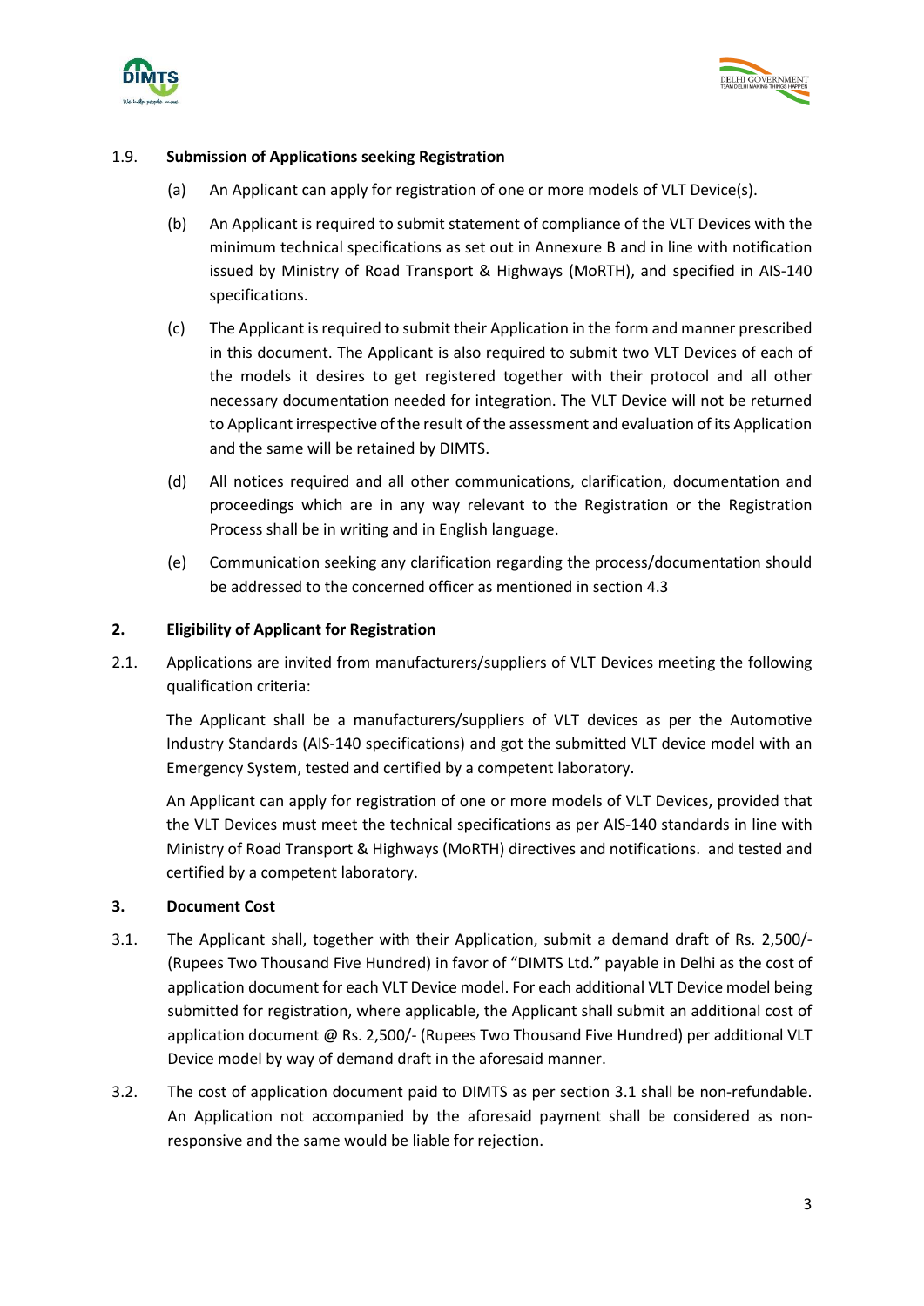### 1.9. Submission of Applications seeking Registration

(a) An Applicant can apply for registration of one or more models of VLT Device(s).

(b) An Applicant is required to submit statement of compliance of the VLT Devices with the minimum technical specifications as set out in Annexure B and in line with notification issued by Ministry of Road Transport & Highways (MoRTH), and specified in AIS-140 specifications.

(c) The Applicant is required to submit their Application in the form and manner prescribed in this document. The Applicant is also required to submit two VLT Devices of each of the models it desires to get registered together with their protocol and all other necessary documentation needed for integration. The VLT Device will not be returned to Applicant irrespective of the result of the assessment and evaluation of its Application and the same will be retained by DIMTS.

(d) All notices required and all other communications, clarification, documentation and proceedings which are in any way relevant to the Registration or the Registration Process shall be in writing and in English language.

(e) Communication seeking any clarification regarding the process/documentation should be addressed to the concerned officer as mentioned in section 4.3

## 2. Eligibility of Applicant for Registration

2.1. Applications are invited from manufacturers/suppliers of VLT Devices meeting the following qualification criteria:

The Applicant shall be a manufacturers/suppliers of VLT devices as per the Automotive Industry Standards (AIS-140 specifications) and got the submitted VLT device model with an Emergency System, tested and certified by a competent laboratory.

An Applicant can apply for registration of one or more models of VLT Devices, provided that the VLT Devices must meet the technical specifications as per AIS-140 standards in line with Ministry of Road Transport & Highways (MoRTH) directives and notifications. and tested and certified by a competent laboratory.

## 3. Document Cost

3.1. The Applicant shall, together with their Application, submit a demand draft of Rs. 2,500/- (Rupees Two Thousand Five Hundred) in favor of "DIMTS Ltd." payable in Delhi as the cost of application document for each VLT Device model. For each additional VLT Device model being submitted for registration, where applicable, the Applicant shall submit an additional cost of application document @ Rs. 2,500/- (Rupees Two Thousand Five Hundred) per additional VLT Device model by way of demand draft in the aforesaid manner.

3.2. The cost of application document paid to DIMTS as per section 3.1 shall be non-refundable. An Application not accompanied by the aforesaid payment shall be considered as non-responsive and the same would be liable for rejection.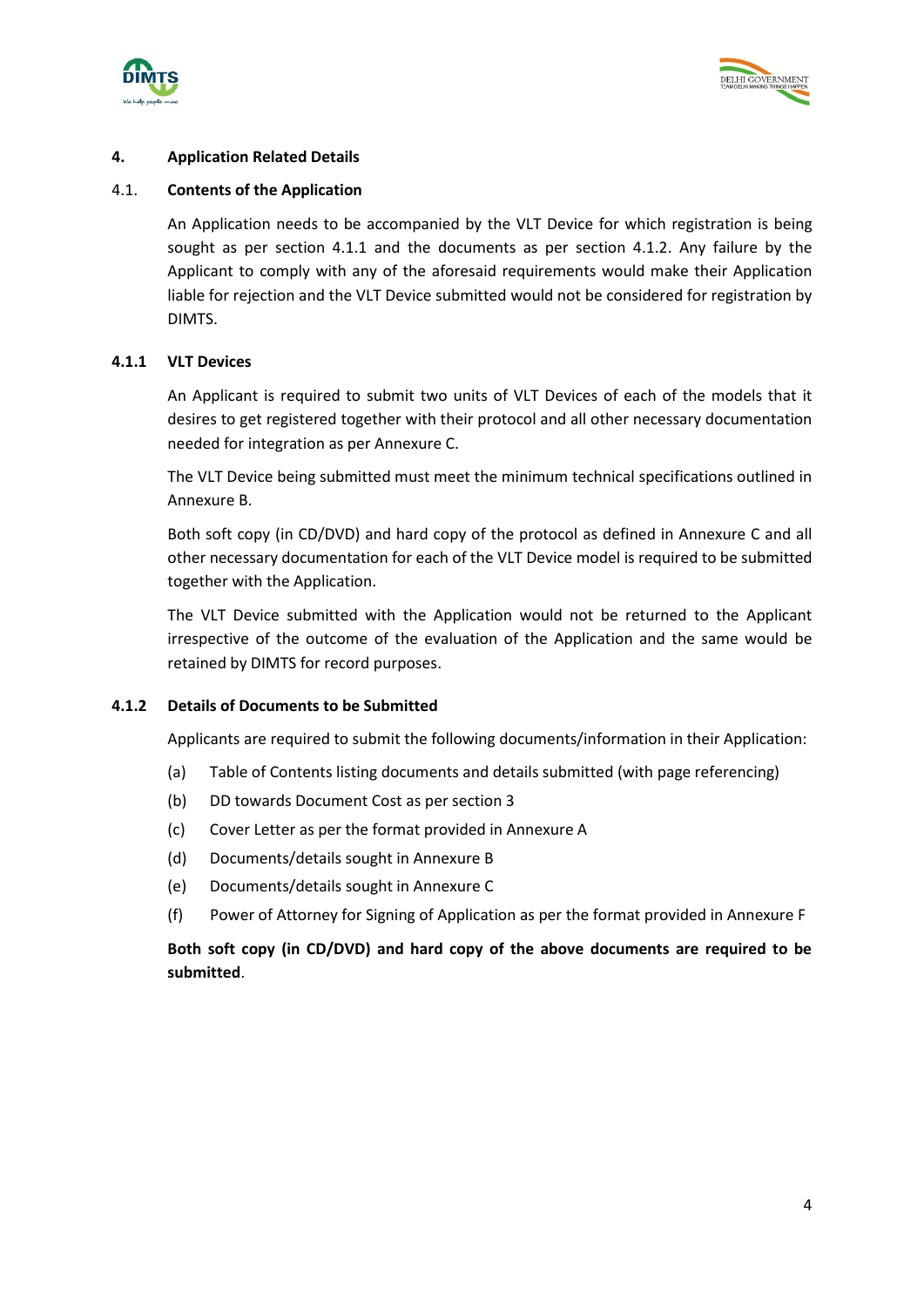## 4. Application Related Details

### 4.1. Contents of the Application

An Application needs to be accompanied by the VLT Device for which registration is being sought as per section 4.1.1 and the documents as per section 4.1.2. Any failure by the Applicant to comply with any of the aforesaid requirements would make their Application liable for rejection and the VLT Device submitted would not be considered for registration by DIMTS.

#### 4.1.1 VLT Devices

An Applicant is required to submit two units of VLT Devices of each of the models that it desires to get registered together with their protocol and all other necessary documentation needed for integration as per Annexure C.

The VLT Device being submitted must meet the minimum technical specifications outlined in Annexure B.

Both soft copy (in CD/DVD) and hard copy of the protocol as defined in Annexure C and all other necessary documentation for each of the VLT Device model is required to be submitted together with the Application.

The VLT Device submitted with the Application would not be returned to the Applicant irrespective of the outcome of the evaluation of the Application and the same would be retained by DIMTS for record purposes.

#### 4.1.2 Details of Documents to be Submitted

Applicants are required to submit the following documents/information in their Application:

(a) Table of Contents listing documents and details submitted (with page referencing)

(b) DD towards Document Cost as per section 3

(c) Cover Letter as per the format provided in Annexure A

(d) Documents/details sought in Annexure B

(e) Documents/details sought in Annexure C

(f) Power of Attorney for Signing of Application as per the format provided in Annexure F

**Both soft copy (in CD/DVD) and hard copy of the above documents are required to be submitted**.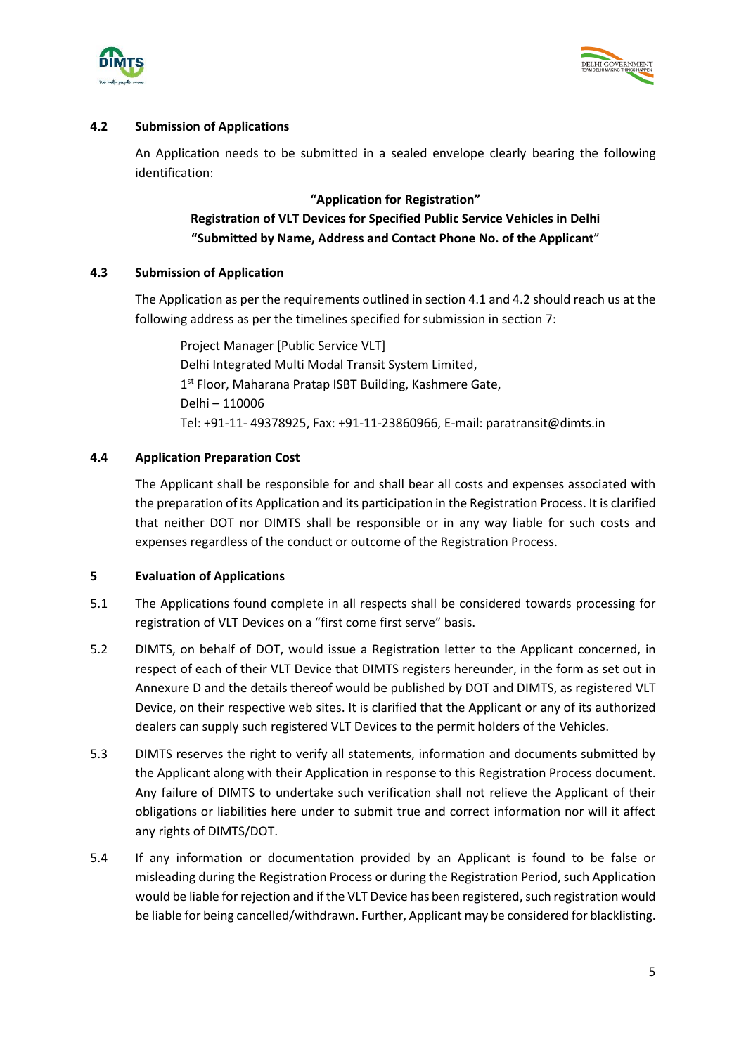### 4.2 Submission of Applications

An Application needs to be submitted in a sealed envelope clearly bearing the following identification:

**"Application for Registration"**
**Registration of VLT Devices for Specified Public Service Vehicles in Delhi**
**"Submitted by Name, Address and Contact Phone No. of the Applicant"**

### 4.3 Submission of Application

The Application as per the requirements outlined in section 4.1 and 4.2 should reach us at the following address as per the timelines specified for submission in section 7:

Project Manager [Public Service VLT]
Delhi Integrated Multi Modal Transit System Limited,
1st Floor, Maharana Pratap ISBT Building, Kashmere Gate,
Delhi – 110006
Tel: +91-11- 49378925, Fax: +91-11-23860966, E-mail: paratransit@dimts.in

### 4.4 Application Preparation Cost

The Applicant shall be responsible for and shall bear all costs and expenses associated with the preparation of its Application and its participation in the Registration Process. It is clarified that neither DOT nor DIMTS shall be responsible or in any way liable for such costs and expenses regardless of the conduct or outcome of the Registration Process.

## 5 Evaluation of Applications

5.1 The Applications found complete in all respects shall be considered towards processing for registration of VLT Devices on a "first come first serve" basis.

5.2 DIMTS, on behalf of DOT, would issue a Registration letter to the Applicant concerned, in respect of each of their VLT Device that DIMTS registers hereunder, in the form as set out in Annexure D and the details thereof would be published by DOT and DIMTS, as registered VLT Device, on their respective web sites. It is clarified that the Applicant or any of its authorized dealers can supply such registered VLT Devices to the permit holders of the Vehicles.

5.3 DIMTS reserves the right to verify all statements, information and documents submitted by the Applicant along with their Application in response to this Registration Process document. Any failure of DIMTS to undertake such verification shall not relieve the Applicant of their obligations or liabilities here under to submit true and correct information nor will it affect any rights of DIMTS/DOT.

5.4 If any information or documentation provided by an Applicant is found to be false or misleading during the Registration Process or during the Registration Period, such Application would be liable for rejection and if the VLT Device has been registered, such registration would be liable for being cancelled/withdrawn. Further, Applicant may be considered for blacklisting.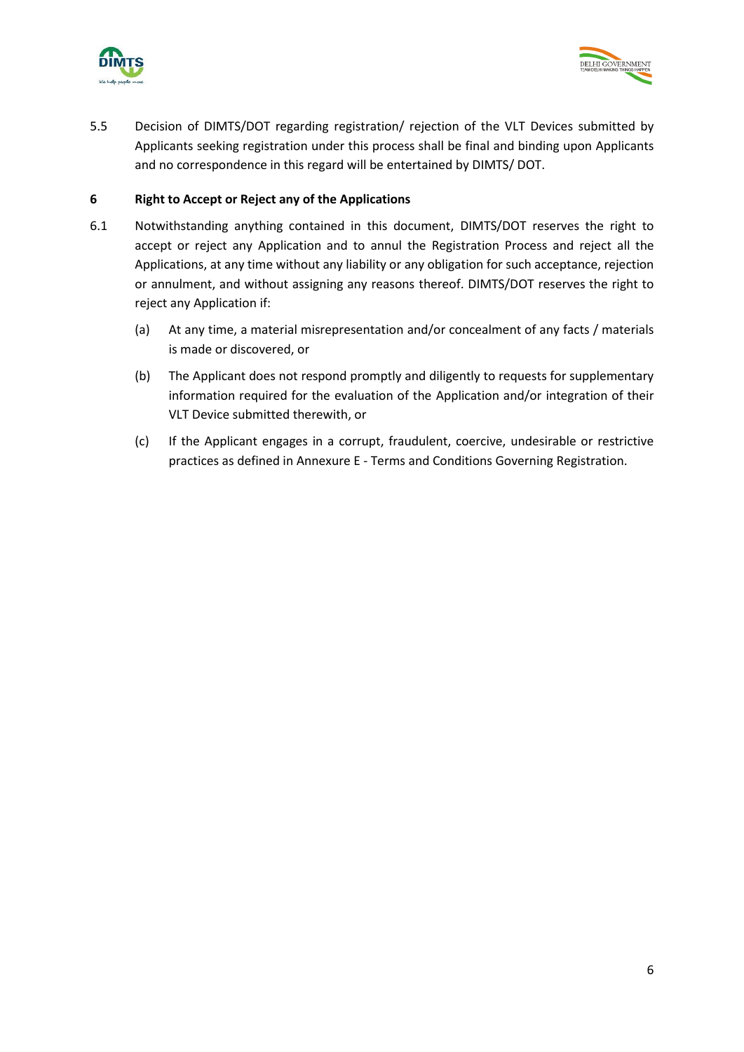5.5 Decision of DIMTS/DOT regarding registration/ rejection of the VLT Devices submitted by Applicants seeking registration under this process shall be final and binding upon Applicants and no correspondence in this regard will be entertained by DIMTS/ DOT.

## 6 Right to Accept or Reject any of the Applications

6.1 Notwithstanding anything contained in this document, DIMTS/DOT reserves the right to accept or reject any Application and to annul the Registration Process and reject all the Applications, at any time without any liability or any obligation for such acceptance, rejection or annulment, and without assigning any reasons thereof. DIMTS/DOT reserves the right to reject any Application if:

(a) At any time, a material misrepresentation and/or concealment of any facts / materials is made or discovered, or

(b) The Applicant does not respond promptly and diligently to requests for supplementary information required for the evaluation of the Application and/or integration of their VLT Device submitted therewith, or

(c) If the Applicant engages in a corrupt, fraudulent, coercive, undesirable or restrictive practices as defined in Annexure E - Terms and Conditions Governing Registration.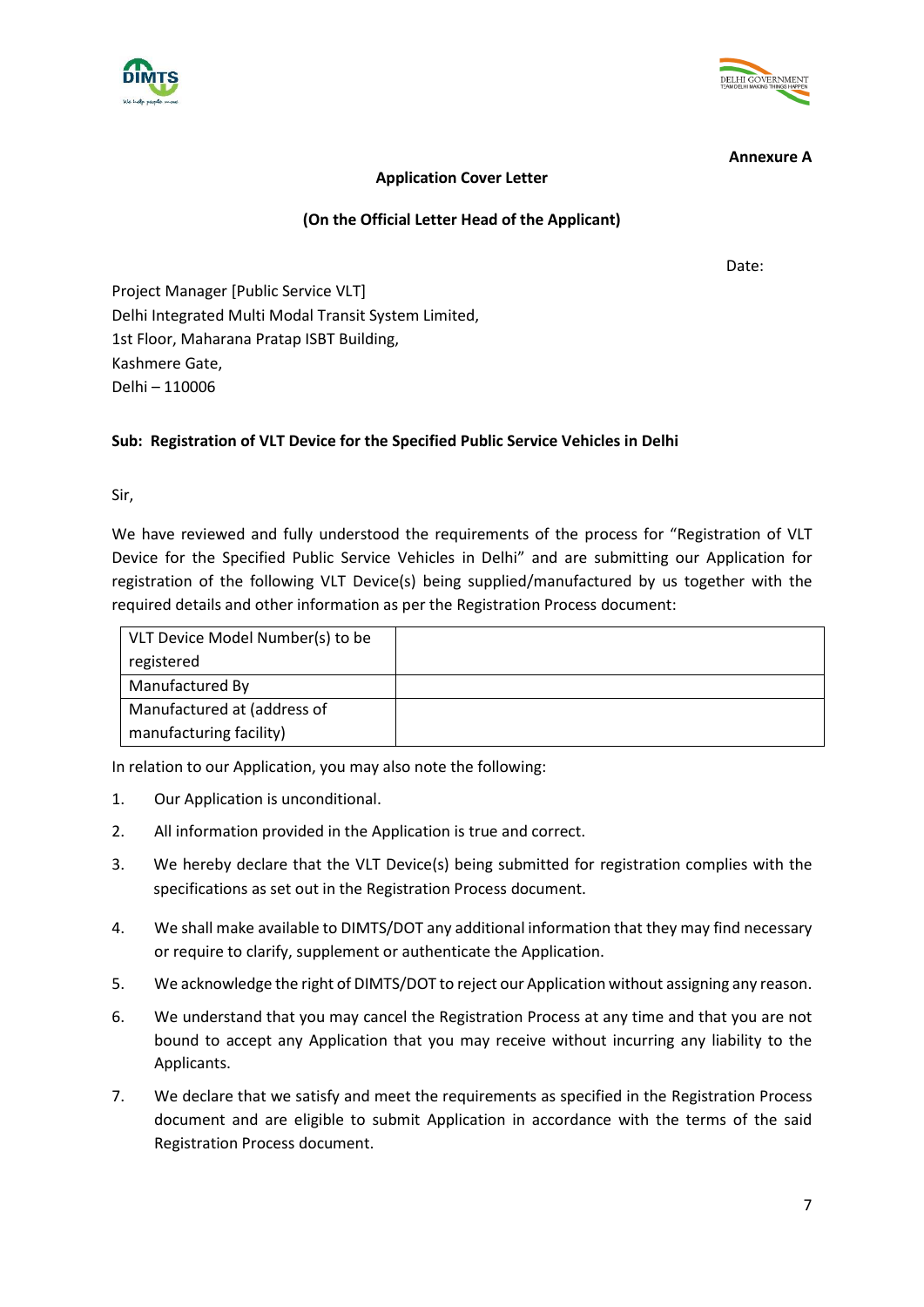**Annexure A**

**Application Cover Letter**

**(On the Official Letter Head of the Applicant)**

Date:

Project Manager [Public Service VLT]
Delhi Integrated Multi Modal Transit System Limited,
1st Floor, Maharana Pratap ISBT Building,
Kashmere Gate,
Delhi – 110006

**Sub: Registration of VLT Device for the Specified Public Service Vehicles in Delhi**

Sir,

We have reviewed and fully understood the requirements of the process for "Registration of VLT Device for the Specified Public Service Vehicles in Delhi" and are submitting our Application for registration of the following VLT Device(s) being supplied/manufactured by us together with the required details and other information as per the Registration Process document:

| VLT Device Model Number(s) to be registered | |
|---|---|
| Manufactured By | |
| Manufactured at (address of manufacturing facility) | |

In relation to our Application, you may also note the following:

1. Our Application is unconditional.
2. All information provided in the Application is true and correct.
3. We hereby declare that the VLT Device(s) being submitted for registration complies with the specifications as set out in the Registration Process document.
4. We shall make available to DIMTS/DOT any additional information that they may find necessary or require to clarify, supplement or authenticate the Application.
5. We acknowledge the right of DIMTS/DOT to reject our Application without assigning any reason.
6. We understand that you may cancel the Registration Process at any time and that you are not bound to accept any Application that you may receive without incurring any liability to the Applicants.
7. We declare that we satisfy and meet the requirements as specified in the Registration Process document and are eligible to submit Application in accordance with the terms of the said Registration Process document.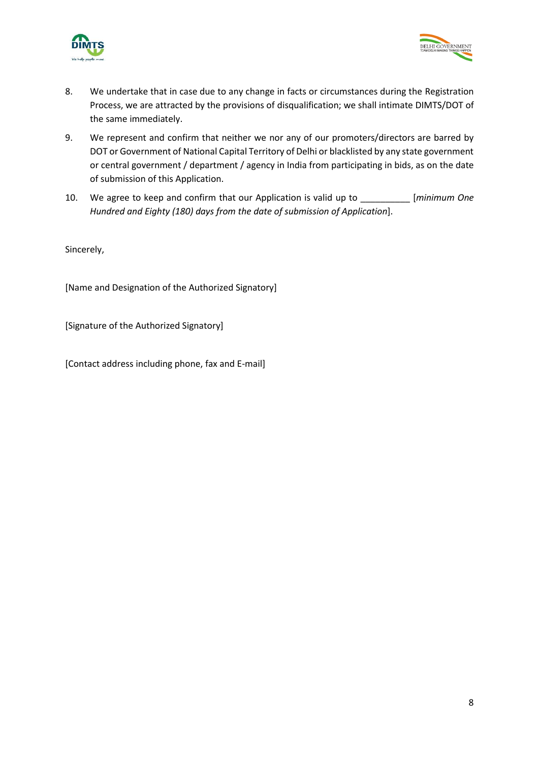8. We undertake that in case due to any change in facts or circumstances during the Registration Process, we are attracted by the provisions of disqualification; we shall intimate DIMTS/DOT of the same immediately.

9. We represent and confirm that neither we nor any of our promoters/directors are barred by DOT or Government of National Capital Territory of Delhi or blacklisted by any state government or central government / department / agency in India from participating in bids, as on the date of submission of this Application.

10. We agree to keep and confirm that our Application is valid up to __________ [*minimum One Hundred and Eighty (180) days from the date of submission of Application*].

Sincerely,

[Name and Designation of the Authorized Signatory]

[Signature of the Authorized Signatory]

[Contact address including phone, fax and E-mail]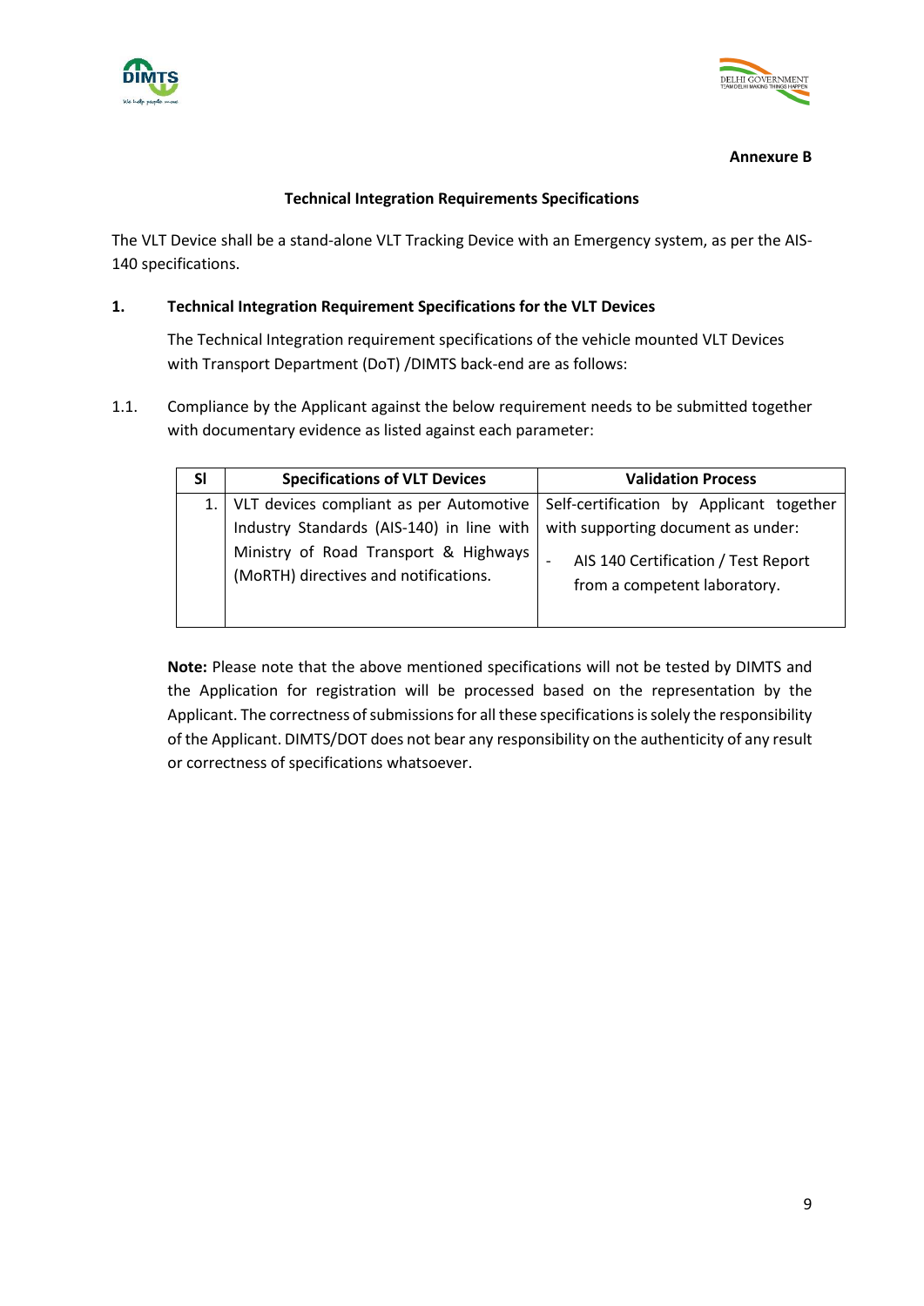**Annexure B**

**Technical Integration Requirements Specifications**

The VLT Device shall be a stand-alone VLT Tracking Device with an Emergency system, as per the AIS-140 specifications.

**1. Technical Integration Requirement Specifications for the VLT Devices**

The Technical Integration requirement specifications of the vehicle mounted VLT Devices with Transport Department (DoT) /DIMTS back-end are as follows:

1.1. Compliance by the Applicant against the below requirement needs to be submitted together with documentary evidence as listed against each parameter:

| Sl | Specifications of VLT Devices | Validation Process |
|---|---|---|
| 1. | VLT devices compliant as per Automotive Industry Standards (AIS-140) in line with Ministry of Road Transport & Highways (MoRTH) directives and notifications. | Self-certification by Applicant together with supporting document as under:<br>- AIS 140 Certification / Test Report from a competent laboratory. |

**Note:** Please note that the above mentioned specifications will not be tested by DIMTS and the Application for registration will be processed based on the representation by the Applicant. The correctness of submissions for all these specifications is solely the responsibility of the Applicant. DIMTS/DOT does not bear any responsibility on the authenticity of any result or correctness of specifications whatsoever.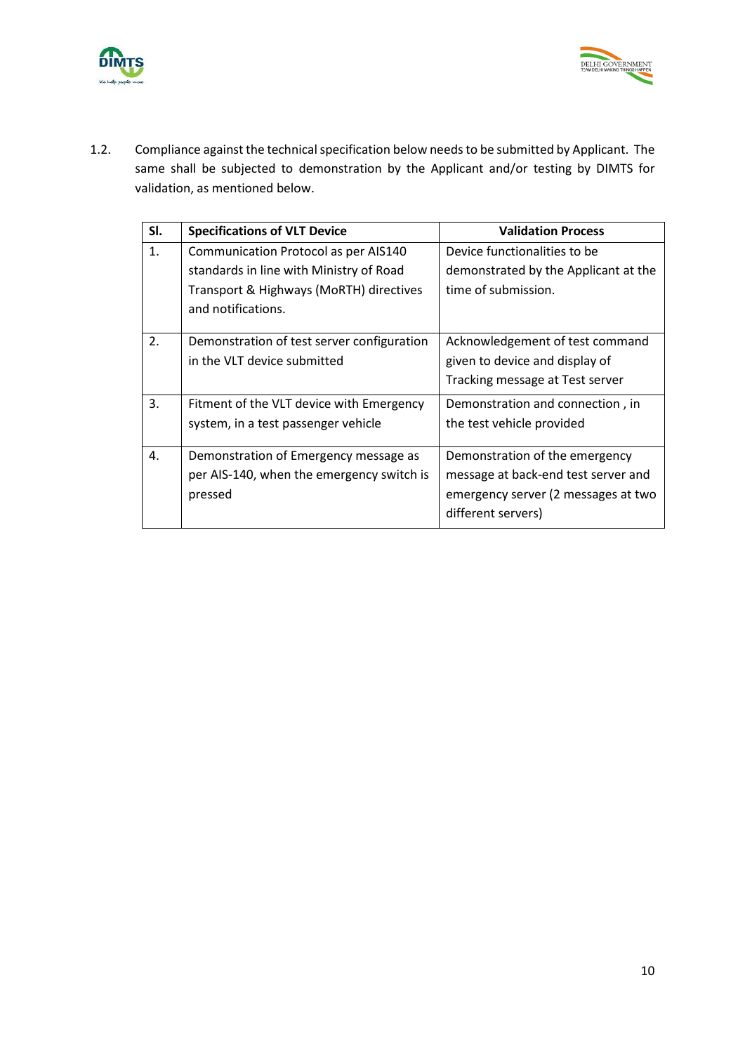1.2. Compliance against the technical specification below needs to be submitted by Applicant. The same shall be subjected to demonstration by the Applicant and/or testing by DIMTS for validation, as mentioned below.

| Sl. | Specifications of VLT Device | Validation Process |
|---|---|---|
| 1. | Communication Protocol as per AIS140 standards in line with Ministry of Road Transport & Highways (MoRTH) directives and notifications. | Device functionalities to be demonstrated by the Applicant at the time of submission. |
| 2. | Demonstration of test server configuration in the VLT device submitted | Acknowledgement of test command given to device and display of Tracking message at Test server |
| 3. | Fitment of the VLT device with Emergency system, in a test passenger vehicle | Demonstration and connection , in the test vehicle provided |
| 4. | Demonstration of Emergency message as per AIS-140, when the emergency switch is pressed | Demonstration of the emergency message at back-end test server and emergency server (2 messages at two different servers) |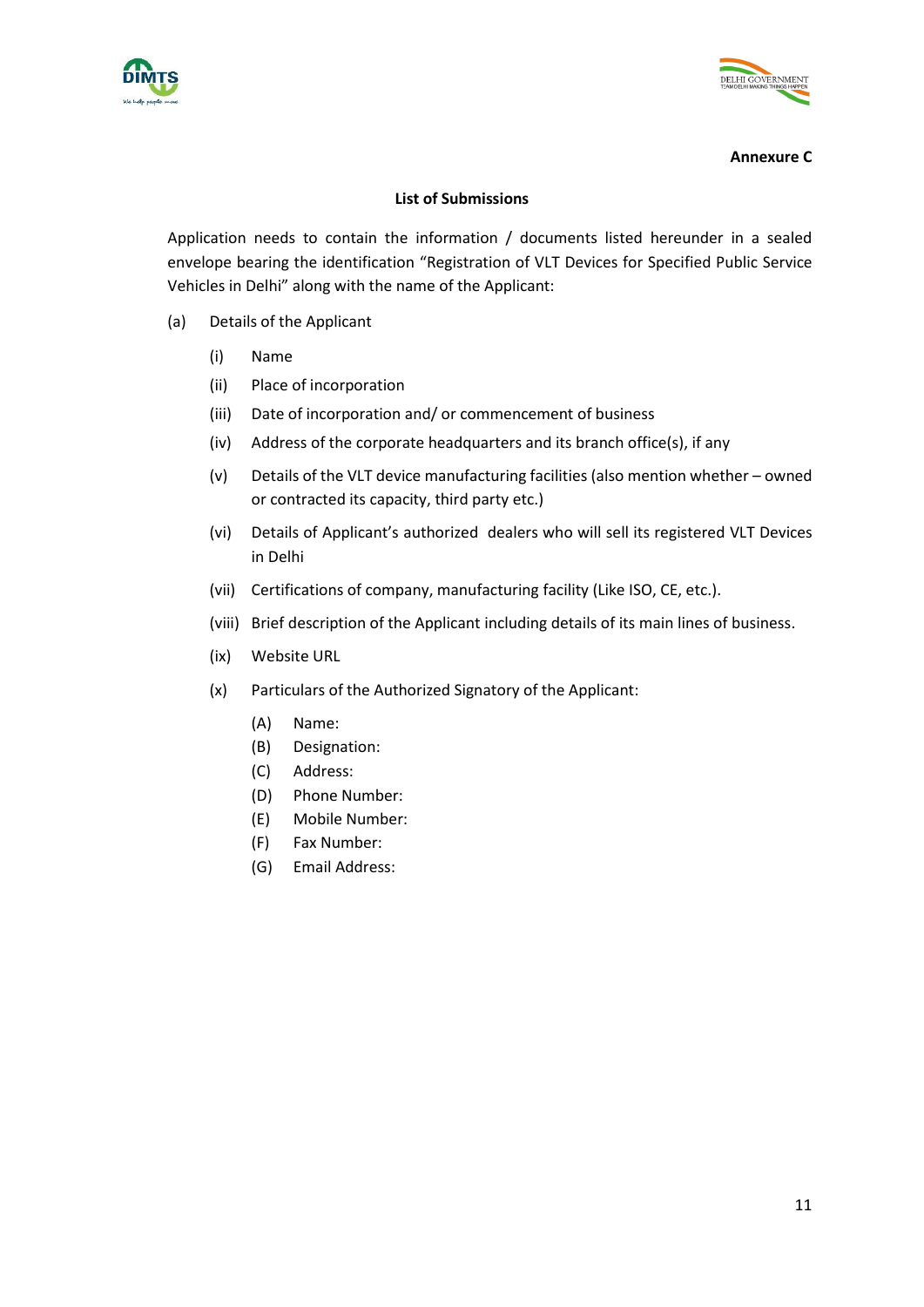**Annexure C**

**List of Submissions**

Application needs to contain the information / documents listed hereunder in a sealed envelope bearing the identification "Registration of VLT Devices for Specified Public Service Vehicles in Delhi" along with the name of the Applicant:

(a) Details of the Applicant

- (i) Name
- (ii) Place of incorporation
- (iii) Date of incorporation and/ or commencement of business
- (iv) Address of the corporate headquarters and its branch office(s), if any
- (v) Details of the VLT device manufacturing facilities (also mention whether – owned or contracted its capacity, third party etc.)
- (vi) Details of Applicant's authorized dealers who will sell its registered VLT Devices in Delhi
- (vii) Certifications of company, manufacturing facility (Like ISO, CE, etc.).
- (viii) Brief description of the Applicant including details of its main lines of business.
- (ix) Website URL
- (x) Particulars of the Authorized Signatory of the Applicant:
  - (A) Name:
  - (B) Designation:
  - (C) Address:
  - (D) Phone Number:
  - (E) Mobile Number:
  - (F) Fax Number:
  - (G) Email Address: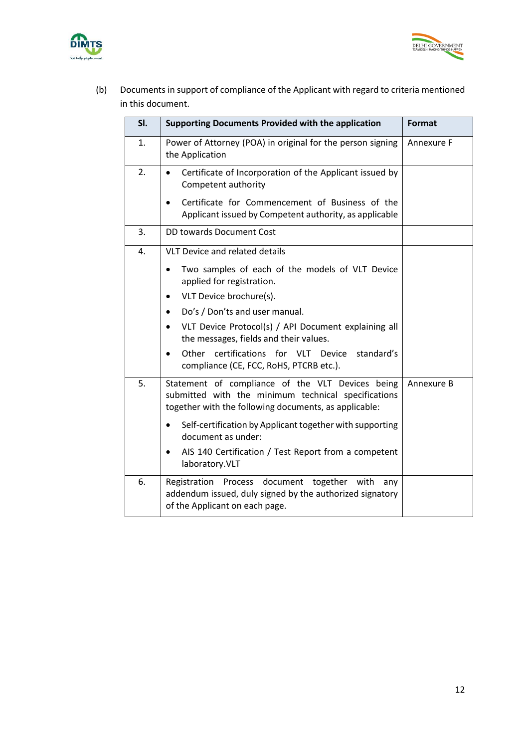(b) Documents in support of compliance of the Applicant with regard to criteria mentioned in this document.

| Sl. | Supporting Documents Provided with the application | Format |
|---|---|---|
| 1. | Power of Attorney (POA) in original for the person signing the Application | Annexure F |
| 2. | • Certificate of Incorporation of the Applicant issued by Competent authority<br>• Certificate for Commencement of Business of the Applicant issued by Competent authority, as applicable | |
| 3. | DD towards Document Cost | |
| 4. | VLT Device and related details<br>• Two samples of each of the models of VLT Device applied for registration.<br>• VLT Device brochure(s).<br>• Do's / Don'ts and user manual.<br>• VLT Device Protocol(s) / API Document explaining all the messages, fields and their values.<br>• Other certifications for VLT Device standard's compliance (CE, FCC, RoHS, PTCRB etc.). | |
| 5. | Statement of compliance of the VLT Devices being submitted with the minimum technical specifications together with the following documents, as applicable:<br>• Self-certification by Applicant together with supporting document as under:<br>• AIS 140 Certification / Test Report from a competent laboratory.VLT | Annexure B |
| 6. | Registration Process document together with any addendum issued, duly signed by the authorized signatory of the Applicant on each page. | |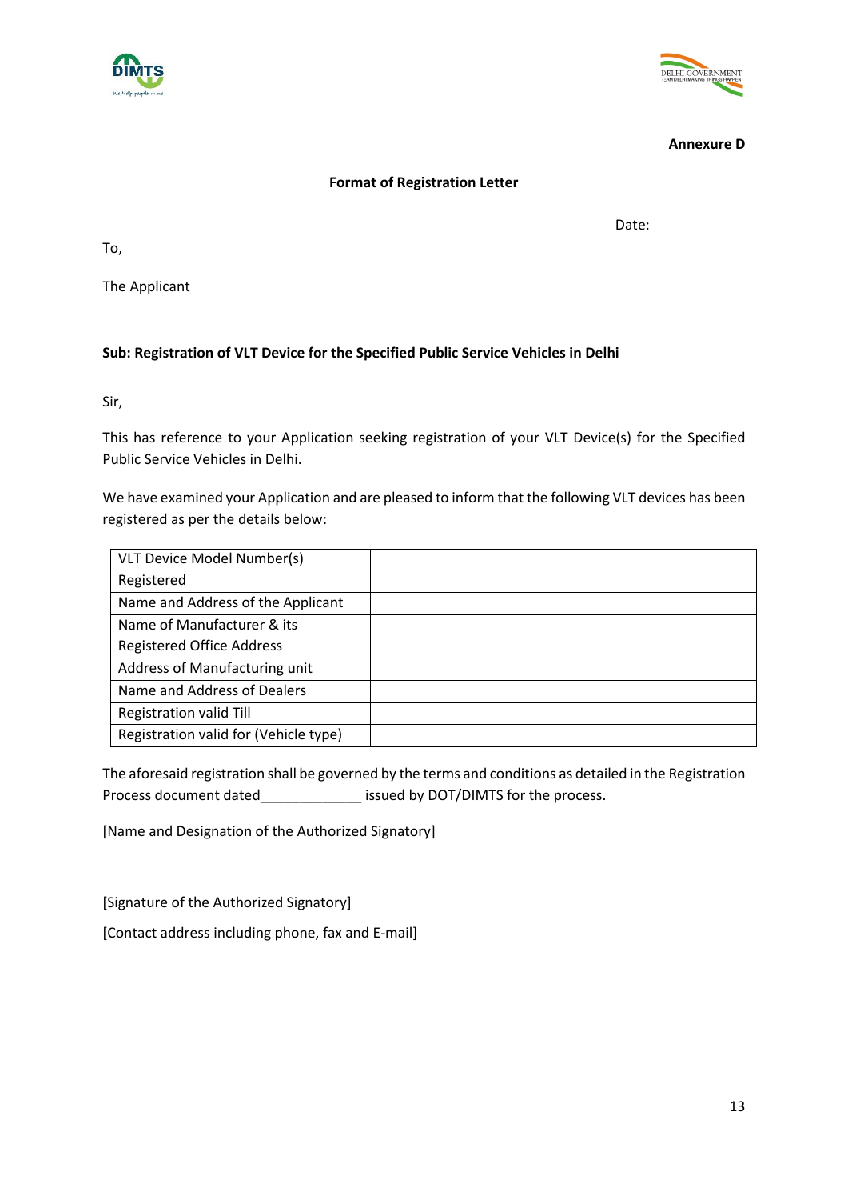**Annexure D**

**Format of Registration Letter**

Date:

To,

The Applicant

**Sub: Registration of VLT Device for the Specified Public Service Vehicles in Delhi**

Sir,

This has reference to your Application seeking registration of your VLT Device(s) for the Specified Public Service Vehicles in Delhi.

We have examined your Application and are pleased to inform that the following VLT devices has been registered as per the details below:

| | |
|---|---|
| VLT Device Model Number(s) Registered | |
| Name and Address of the Applicant | |
| Name of Manufacturer & its Registered Office Address | |
| Address of Manufacturing unit | |
| Name and Address of Dealers | |
| Registration valid Till | |
| Registration valid for (Vehicle type) | |

The aforesaid registration shall be governed by the terms and conditions as detailed in the Registration Process document dated_____________ issued by DOT/DIMTS for the process.

[Name and Designation of the Authorized Signatory]

[Signature of the Authorized Signatory]

[Contact address including phone, fax and E-mail]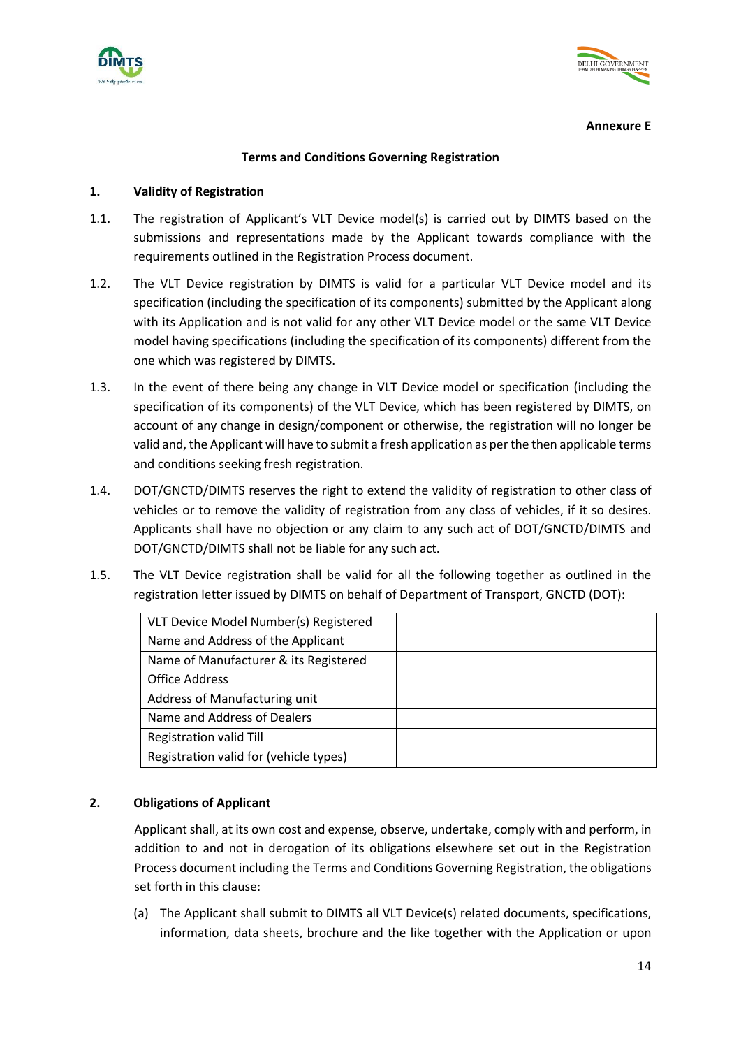Annexure E

## Terms and Conditions Governing Registration

### 1. Validity of Registration

1.1. The registration of Applicant's VLT Device model(s) is carried out by DIMTS based on the submissions and representations made by the Applicant towards compliance with the requirements outlined in the Registration Process document.

1.2. The VLT Device registration by DIMTS is valid for a particular VLT Device model and its specification (including the specification of its components) submitted by the Applicant along with its Application and is not valid for any other VLT Device model or the same VLT Device model having specifications (including the specification of its components) different from the one which was registered by DIMTS.

1.3. In the event of there being any change in VLT Device model or specification (including the specification of its components) of the VLT Device, which has been registered by DIMTS, on account of any change in design/component or otherwise, the registration will no longer be valid and, the Applicant will have to submit a fresh application as per the then applicable terms and conditions seeking fresh registration.

1.4. DOT/GNCTD/DIMTS reserves the right to extend the validity of registration to other class of vehicles or to remove the validity of registration from any class of vehicles, if it so desires. Applicants shall have no objection or any claim to any such act of DOT/GNCTD/DIMTS and DOT/GNCTD/DIMTS shall not be liable for any such act.

1.5. The VLT Device registration shall be valid for all the following together as outlined in the registration letter issued by DIMTS on behalf of Department of Transport, GNCTD (DOT):

| | |
|---|---|
| VLT Device Model Number(s) Registered | |
| Name and Address of the Applicant | |
| Name of Manufacturer & its Registered Office Address | |
| Address of Manufacturing unit | |
| Name and Address of Dealers | |
| Registration valid Till | |
| Registration valid for (vehicle types) | |

### 2. Obligations of Applicant

Applicant shall, at its own cost and expense, observe, undertake, comply with and perform, in addition to and not in derogation of its obligations elsewhere set out in the Registration Process document including the Terms and Conditions Governing Registration, the obligations set forth in this clause:

(a) The Applicant shall submit to DIMTS all VLT Device(s) related documents, specifications, information, data sheets, brochure and the like together with the Application or upon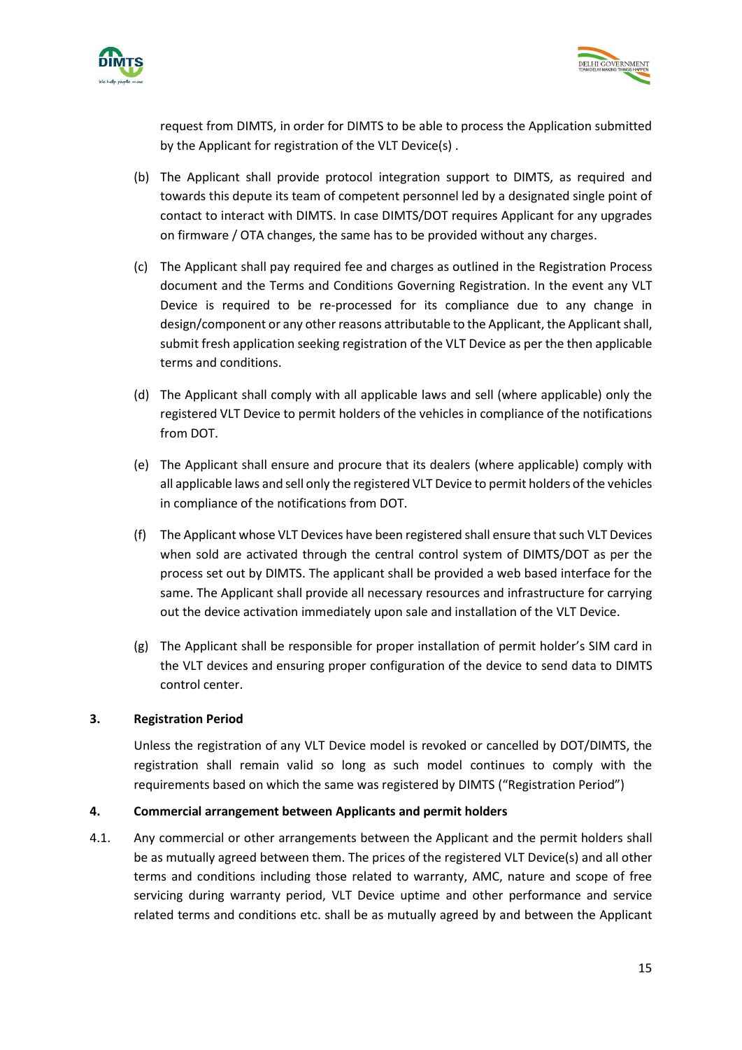request from DIMTS, in order for DIMTS to be able to process the Application submitted by the Applicant for registration of the VLT Device(s) .

(b) The Applicant shall provide protocol integration support to DIMTS, as required and towards this depute its team of competent personnel led by a designated single point of contact to interact with DIMTS. In case DIMTS/DOT requires Applicant for any upgrades on firmware / OTA changes, the same has to be provided without any charges.

(c) The Applicant shall pay required fee and charges as outlined in the Registration Process document and the Terms and Conditions Governing Registration. In the event any VLT Device is required to be re-processed for its compliance due to any change in design/component or any other reasons attributable to the Applicant, the Applicant shall, submit fresh application seeking registration of the VLT Device as per the then applicable terms and conditions.

(d) The Applicant shall comply with all applicable laws and sell (where applicable) only the registered VLT Device to permit holders of the vehicles in compliance of the notifications from DOT.

(e) The Applicant shall ensure and procure that its dealers (where applicable) comply with all applicable laws and sell only the registered VLT Device to permit holders of the vehicles in compliance of the notifications from DOT.

(f) The Applicant whose VLT Devices have been registered shall ensure that such VLT Devices when sold are activated through the central control system of DIMTS/DOT as per the process set out by DIMTS. The applicant shall be provided a web based interface for the same. The Applicant shall provide all necessary resources and infrastructure for carrying out the device activation immediately upon sale and installation of the VLT Device.

(g) The Applicant shall be responsible for proper installation of permit holder's SIM card in the VLT devices and ensuring proper configuration of the device to send data to DIMTS control center.

## 3. Registration Period

Unless the registration of any VLT Device model is revoked or cancelled by DOT/DIMTS, the registration shall remain valid so long as such model continues to comply with the requirements based on which the same was registered by DIMTS ("Registration Period")

## 4. Commercial arrangement between Applicants and permit holders

4.1. Any commercial or other arrangements between the Applicant and the permit holders shall be as mutually agreed between them. The prices of the registered VLT Device(s) and all other terms and conditions including those related to warranty, AMC, nature and scope of free servicing during warranty period, VLT Device uptime and other performance and service related terms and conditions etc. shall be as mutually agreed by and between the Applicant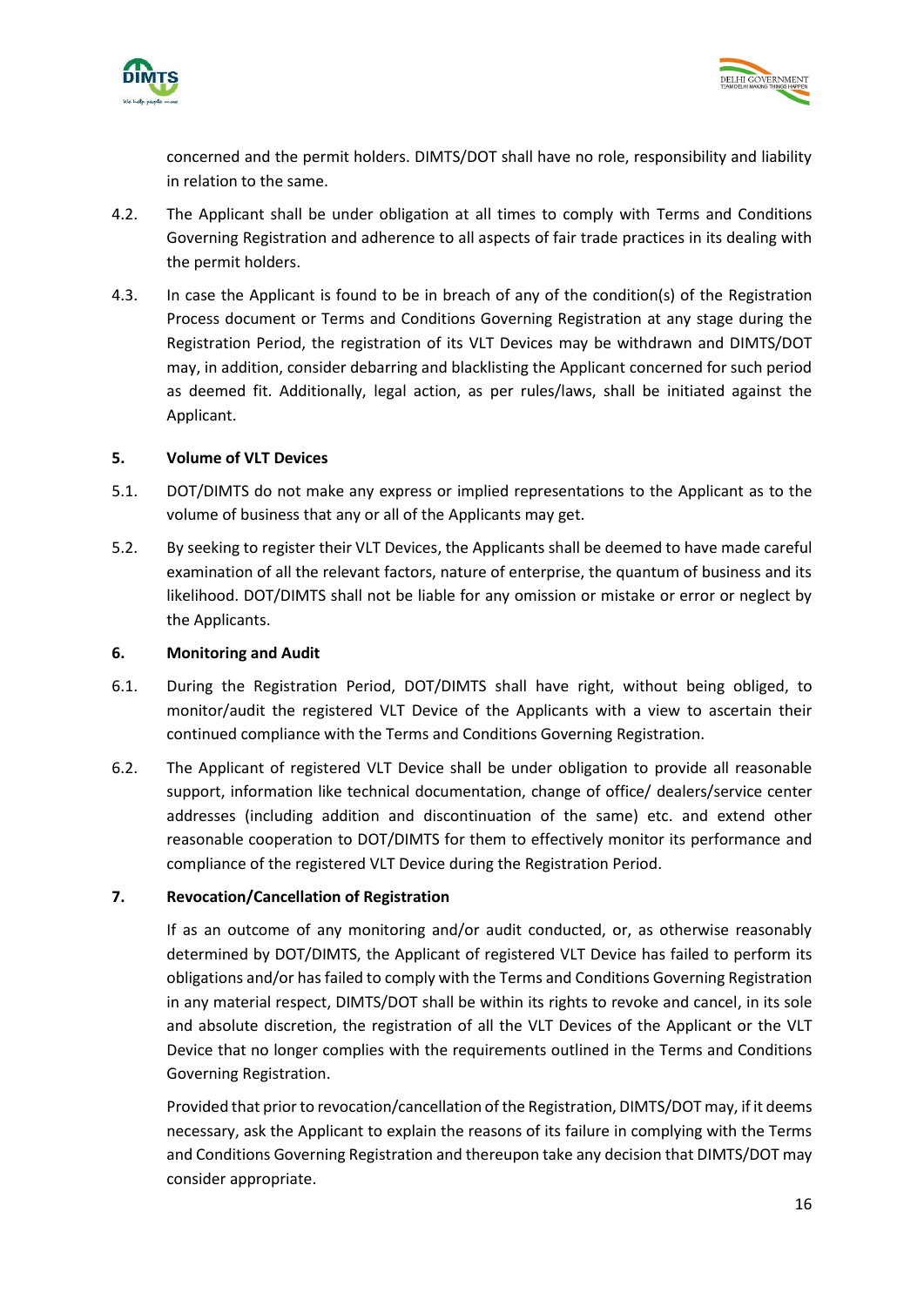concerned and the permit holders. DIMTS/DOT shall have no role, responsibility and liability in relation to the same.

4.2. The Applicant shall be under obligation at all times to comply with Terms and Conditions Governing Registration and adherence to all aspects of fair trade practices in its dealing with the permit holders.

4.3. In case the Applicant is found to be in breach of any of the condition(s) of the Registration Process document or Terms and Conditions Governing Registration at any stage during the Registration Period, the registration of its VLT Devices may be withdrawn and DIMTS/DOT may, in addition, consider debarring and blacklisting the Applicant concerned for such period as deemed fit. Additionally, legal action, as per rules/laws, shall be initiated against the Applicant.

**5. Volume of VLT Devices**

5.1. DOT/DIMTS do not make any express or implied representations to the Applicant as to the volume of business that any or all of the Applicants may get.

5.2. By seeking to register their VLT Devices, the Applicants shall be deemed to have made careful examination of all the relevant factors, nature of enterprise, the quantum of business and its likelihood. DOT/DIMTS shall not be liable for any omission or mistake or error or neglect by the Applicants.

**6. Monitoring and Audit**

6.1. During the Registration Period, DOT/DIMTS shall have right, without being obliged, to monitor/audit the registered VLT Device of the Applicants with a view to ascertain their continued compliance with the Terms and Conditions Governing Registration.

6.2. The Applicant of registered VLT Device shall be under obligation to provide all reasonable support, information like technical documentation, change of office/ dealers/service center addresses (including addition and discontinuation of the same) etc. and extend other reasonable cooperation to DOT/DIMTS for them to effectively monitor its performance and compliance of the registered VLT Device during the Registration Period.

**7. Revocation/Cancellation of Registration**

If as an outcome of any monitoring and/or audit conducted, or, as otherwise reasonably determined by DOT/DIMTS, the Applicant of registered VLT Device has failed to perform its obligations and/or has failed to comply with the Terms and Conditions Governing Registration in any material respect, DIMTS/DOT shall be within its rights to revoke and cancel, in its sole and absolute discretion, the registration of all the VLT Devices of the Applicant or the VLT Device that no longer complies with the requirements outlined in the Terms and Conditions Governing Registration.

Provided that prior to revocation/cancellation of the Registration, DIMTS/DOT may, if it deems necessary, ask the Applicant to explain the reasons of its failure in complying with the Terms and Conditions Governing Registration and thereupon take any decision that DIMTS/DOT may consider appropriate.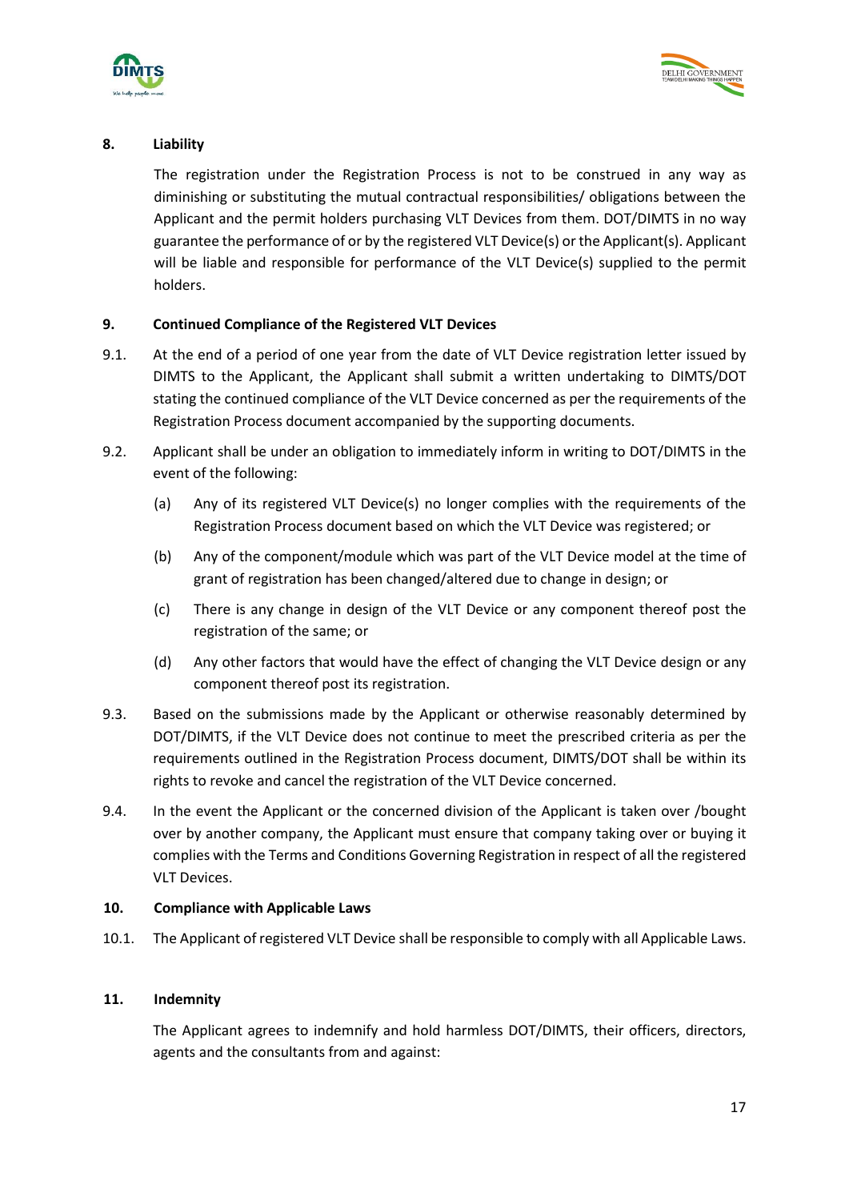## 8. Liability

The registration under the Registration Process is not to be construed in any way as diminishing or substituting the mutual contractual responsibilities/ obligations between the Applicant and the permit holders purchasing VLT Devices from them. DOT/DIMTS in no way guarantee the performance of or by the registered VLT Device(s) or the Applicant(s). Applicant will be liable and responsible for performance of the VLT Device(s) supplied to the permit holders.

## 9. Continued Compliance of the Registered VLT Devices

9.1. At the end of a period of one year from the date of VLT Device registration letter issued by DIMTS to the Applicant, the Applicant shall submit a written undertaking to DIMTS/DOT stating the continued compliance of the VLT Device concerned as per the requirements of the Registration Process document accompanied by the supporting documents.

9.2. Applicant shall be under an obligation to immediately inform in writing to DOT/DIMTS in the event of the following:

(a) Any of its registered VLT Device(s) no longer complies with the requirements of the Registration Process document based on which the VLT Device was registered; or

(b) Any of the component/module which was part of the VLT Device model at the time of grant of registration has been changed/altered due to change in design; or

(c) There is any change in design of the VLT Device or any component thereof post the registration of the same; or

(d) Any other factors that would have the effect of changing the VLT Device design or any component thereof post its registration.

9.3. Based on the submissions made by the Applicant or otherwise reasonably determined by DOT/DIMTS, if the VLT Device does not continue to meet the prescribed criteria as per the requirements outlined in the Registration Process document, DIMTS/DOT shall be within its rights to revoke and cancel the registration of the VLT Device concerned.

9.4. In the event the Applicant or the concerned division of the Applicant is taken over /bought over by another company, the Applicant must ensure that company taking over or buying it complies with the Terms and Conditions Governing Registration in respect of all the registered VLT Devices.

## 10. Compliance with Applicable Laws

10.1. The Applicant of registered VLT Device shall be responsible to comply with all Applicable Laws.

## 11. Indemnity

The Applicant agrees to indemnify and hold harmless DOT/DIMTS, their officers, directors, agents and the consultants from and against: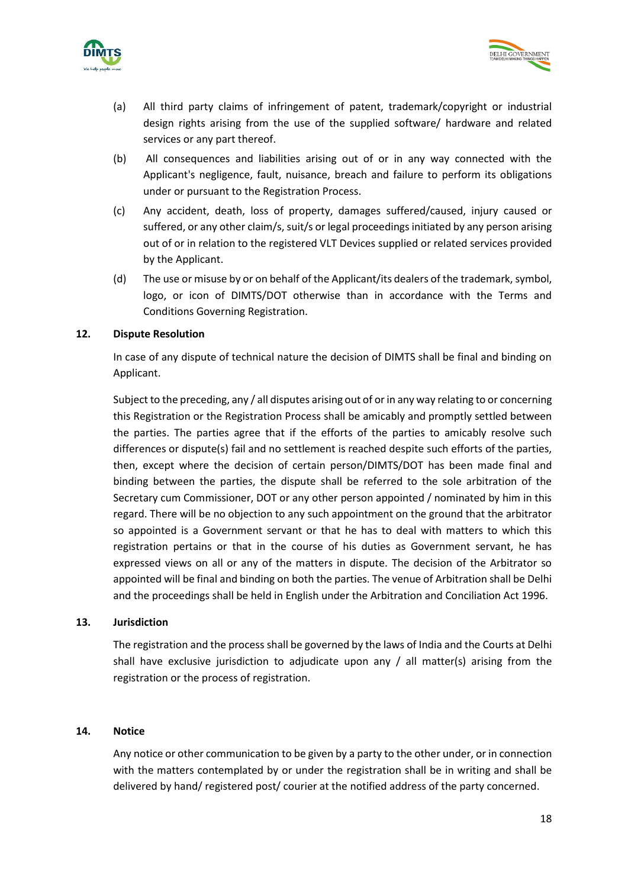(a) All third party claims of infringement of patent, trademark/copyright or industrial design rights arising from the use of the supplied software/ hardware and related services or any part thereof.

(b) All consequences and liabilities arising out of or in any way connected with the Applicant's negligence, fault, nuisance, breach and failure to perform its obligations under or pursuant to the Registration Process.

(c) Any accident, death, loss of property, damages suffered/caused, injury caused or suffered, or any other claim/s, suit/s or legal proceedings initiated by any person arising out of or in relation to the registered VLT Devices supplied or related services provided by the Applicant.

(d) The use or misuse by or on behalf of the Applicant/its dealers of the trademark, symbol, logo, or icon of DIMTS/DOT otherwise than in accordance with the Terms and Conditions Governing Registration.

**12. Dispute Resolution**

In case of any dispute of technical nature the decision of DIMTS shall be final and binding on Applicant.

Subject to the preceding, any / all disputes arising out of or in any way relating to or concerning this Registration or the Registration Process shall be amicably and promptly settled between the parties. The parties agree that if the efforts of the parties to amicably resolve such differences or dispute(s) fail and no settlement is reached despite such efforts of the parties, then, except where the decision of certain person/DIMTS/DOT has been made final and binding between the parties, the dispute shall be referred to the sole arbitration of the Secretary cum Commissioner, DOT or any other person appointed / nominated by him in this regard. There will be no objection to any such appointment on the ground that the arbitrator so appointed is a Government servant or that he has to deal with matters to which this registration pertains or that in the course of his duties as Government servant, he has expressed views on all or any of the matters in dispute. The decision of the Arbitrator so appointed will be final and binding on both the parties. The venue of Arbitration shall be Delhi and the proceedings shall be held in English under the Arbitration and Conciliation Act 1996.

**13. Jurisdiction**

The registration and the process shall be governed by the laws of India and the Courts at Delhi shall have exclusive jurisdiction to adjudicate upon any / all matter(s) arising from the registration or the process of registration.

**14. Notice**

Any notice or other communication to be given by a party to the other under, or in connection with the matters contemplated by or under the registration shall be in writing and shall be delivered by hand/ registered post/ courier at the notified address of the party concerned.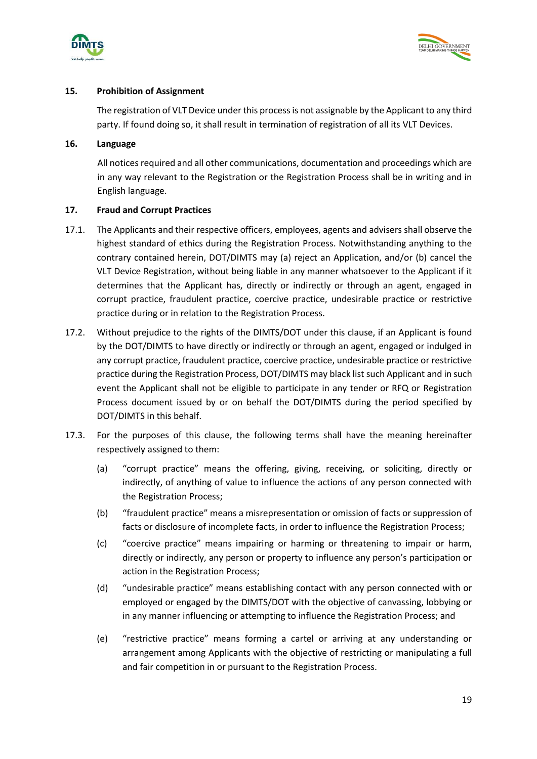**15. Prohibition of Assignment**

The registration of VLT Device under this process is not assignable by the Applicant to any third party. If found doing so, it shall result in termination of registration of all its VLT Devices.

**16. Language**

All notices required and all other communications, documentation and proceedings which are in any way relevant to the Registration or the Registration Process shall be in writing and in English language.

**17. Fraud and Corrupt Practices**

17.1. The Applicants and their respective officers, employees, agents and advisers shall observe the highest standard of ethics during the Registration Process. Notwithstanding anything to the contrary contained herein, DOT/DIMTS may (a) reject an Application, and/or (b) cancel the VLT Device Registration, without being liable in any manner whatsoever to the Applicant if it determines that the Applicant has, directly or indirectly or through an agent, engaged in corrupt practice, fraudulent practice, coercive practice, undesirable practice or restrictive practice during or in relation to the Registration Process.

17.2. Without prejudice to the rights of the DIMTS/DOT under this clause, if an Applicant is found by the DOT/DIMTS to have directly or indirectly or through an agent, engaged or indulged in any corrupt practice, fraudulent practice, coercive practice, undesirable practice or restrictive practice during the Registration Process, DOT/DIMTS may black list such Applicant and in such event the Applicant shall not be eligible to participate in any tender or RFQ or Registration Process document issued by or on behalf the DOT/DIMTS during the period specified by DOT/DIMTS in this behalf.

17.3. For the purposes of this clause, the following terms shall have the meaning hereinafter respectively assigned to them:

(a) "corrupt practice" means the offering, giving, receiving, or soliciting, directly or indirectly, of anything of value to influence the actions of any person connected with the Registration Process;

(b) "fraudulent practice" means a misrepresentation or omission of facts or suppression of facts or disclosure of incomplete facts, in order to influence the Registration Process;

(c) "coercive practice" means impairing or harming or threatening to impair or harm, directly or indirectly, any person or property to influence any person's participation or action in the Registration Process;

(d) "undesirable practice" means establishing contact with any person connected with or employed or engaged by the DIMTS/DOT with the objective of canvassing, lobbying or in any manner influencing or attempting to influence the Registration Process; and

(e) "restrictive practice" means forming a cartel or arriving at any understanding or arrangement among Applicants with the objective of restricting or manipulating a full and fair competition in or pursuant to the Registration Process.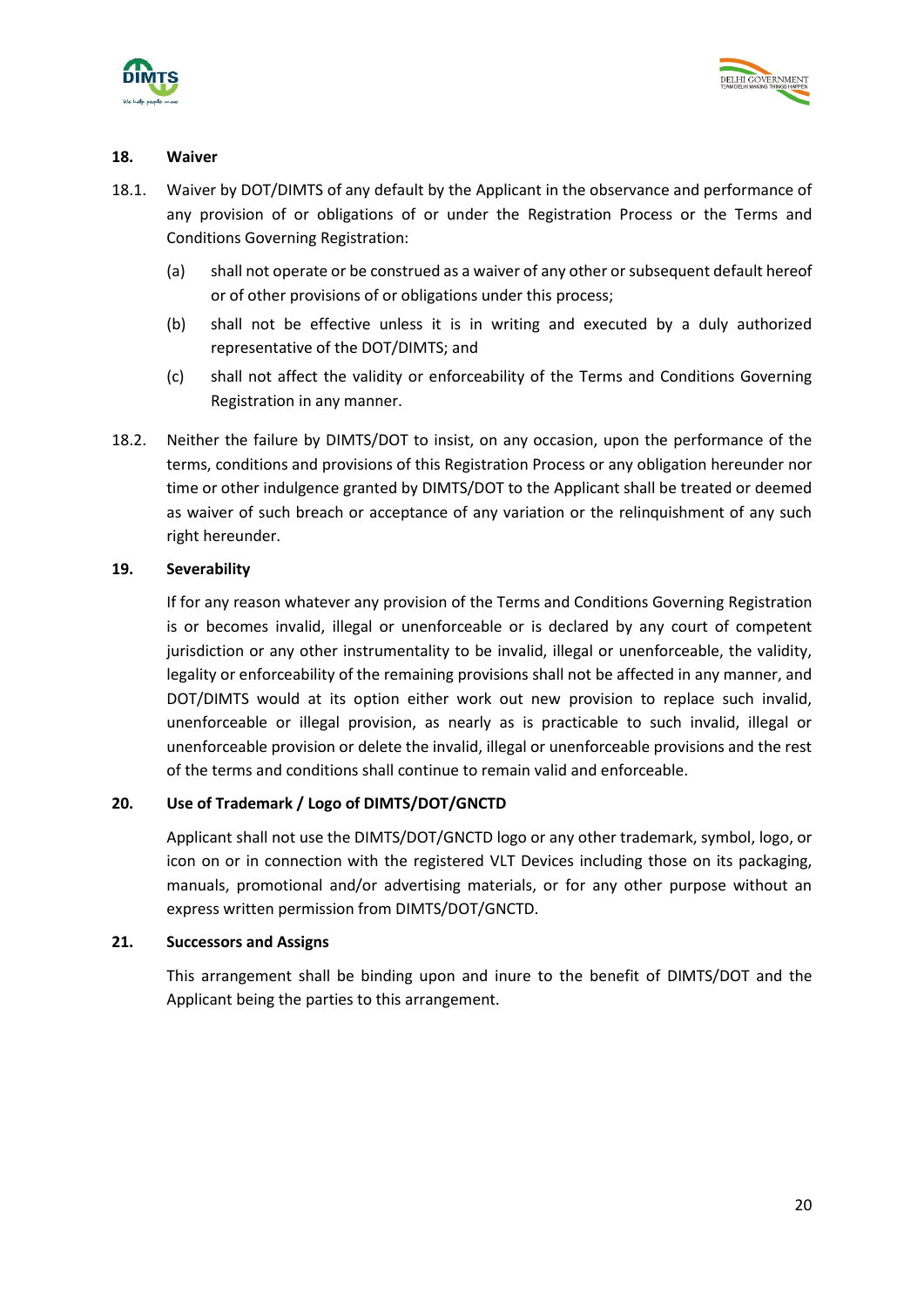## 18. Waiver

18.1. Waiver by DOT/DIMTS of any default by the Applicant in the observance and performance of any provision of or obligations of or under the Registration Process or the Terms and Conditions Governing Registration:

(a) shall not operate or be construed as a waiver of any other or subsequent default hereof or of other provisions of or obligations under this process;

(b) shall not be effective unless it is in writing and executed by a duly authorized representative of the DOT/DIMTS; and

(c) shall not affect the validity or enforceability of the Terms and Conditions Governing Registration in any manner.

18.2. Neither the failure by DIMTS/DOT to insist, on any occasion, upon the performance of the terms, conditions and provisions of this Registration Process or any obligation hereunder nor time or other indulgence granted by DIMTS/DOT to the Applicant shall be treated or deemed as waiver of such breach or acceptance of any variation or the relinquishment of any such right hereunder.

## 19. Severability

If for any reason whatever any provision of the Terms and Conditions Governing Registration is or becomes invalid, illegal or unenforceable or is declared by any court of competent jurisdiction or any other instrumentality to be invalid, illegal or unenforceable, the validity, legality or enforceability of the remaining provisions shall not be affected in any manner, and DOT/DIMTS would at its option either work out new provision to replace such invalid, unenforceable or illegal provision, as nearly as is practicable to such invalid, illegal or unenforceable provision or delete the invalid, illegal or unenforceable provisions and the rest of the terms and conditions shall continue to remain valid and enforceable.

## 20. Use of Trademark / Logo of DIMTS/DOT/GNCTD

Applicant shall not use the DIMTS/DOT/GNCTD logo or any other trademark, symbol, logo, or icon on or in connection with the registered VLT Devices including those on its packaging, manuals, promotional and/or advertising materials, or for any other purpose without an express written permission from DIMTS/DOT/GNCTD.

## 21. Successors and Assigns

This arrangement shall be binding upon and inure to the benefit of DIMTS/DOT and the Applicant being the parties to this arrangement.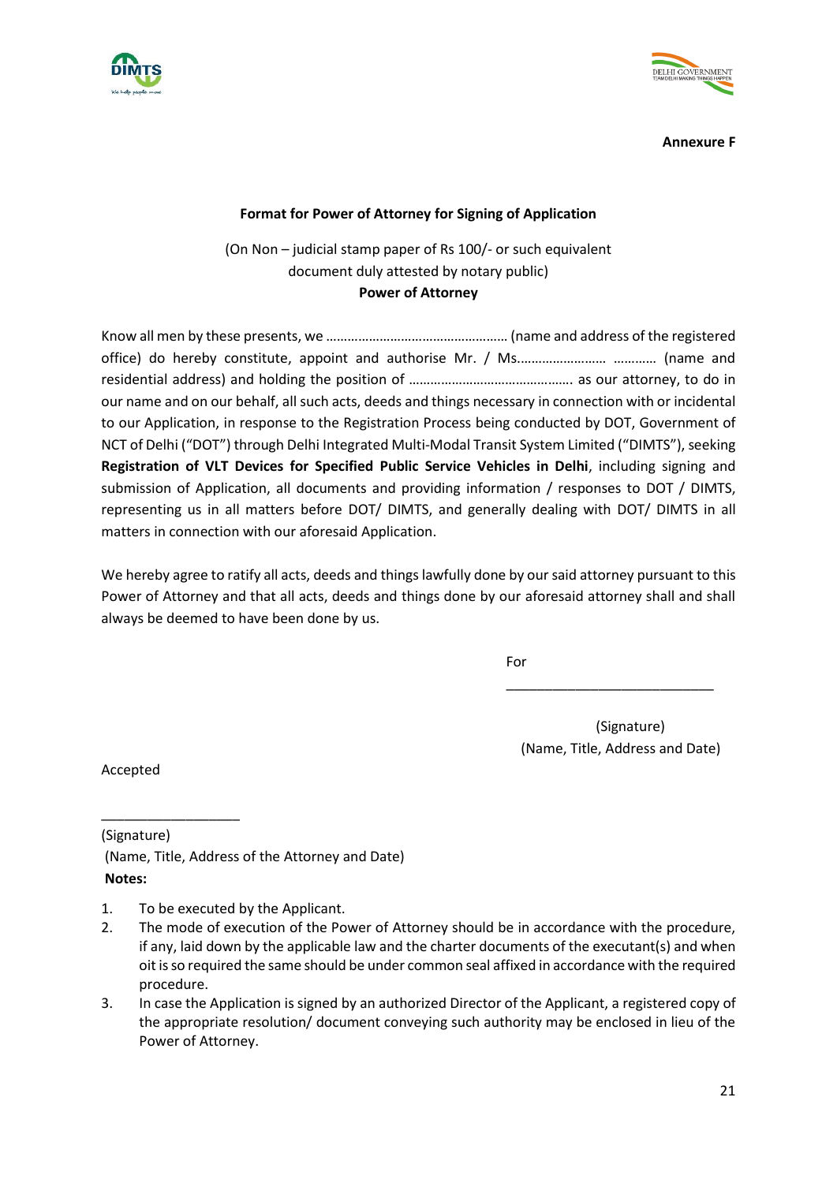**Annexure F**

**Format for Power of Attorney for Signing of Application**

(On Non – judicial stamp paper of Rs 100/- or such equivalent document duly attested by notary public)

**Power of Attorney**

Know all men by these presents, we …………………………………………… (name and address of the registered office) do hereby constitute, appoint and authorise Mr. / Ms.…………………… ………… (name and residential address) and holding the position of ………………………………………. as our attorney, to do in our name and on our behalf, all such acts, deeds and things necessary in connection with or incidental to our Application, in response to the Registration Process being conducted by DOT, Government of NCT of Delhi ("DOT") through Delhi Integrated Multi-Modal Transit System Limited ("DIMTS"), seeking **Registration of VLT Devices for Specified Public Service Vehicles in Delhi**, including signing and submission of Application, all documents and providing information / responses to DOT / DIMTS, representing us in all matters before DOT/ DIMTS, and generally dealing with DOT/ DIMTS in all matters in connection with our aforesaid Application.

We hereby agree to ratify all acts, deeds and things lawfully done by our said attorney pursuant to this Power of Attorney and that all acts, deeds and things done by our aforesaid attorney shall and shall always be deemed to have been done by us.

For

____________________________

(Signature)
(Name, Title, Address and Date)

Accepted

__________________

(Signature)
(Name, Title, Address of the Attorney and Date)

**Notes:**

1. To be executed by the Applicant.
2. The mode of execution of the Power of Attorney should be in accordance with the procedure, if any, laid down by the applicable law and the charter documents of the executant(s) and when oit is so required the same should be under common seal affixed in accordance with the required procedure.
3. In case the Application is signed by an authorized Director of the Applicant, a registered copy of the appropriate resolution/ document conveying such authority may be enclosed in lieu of the Power of Attorney.